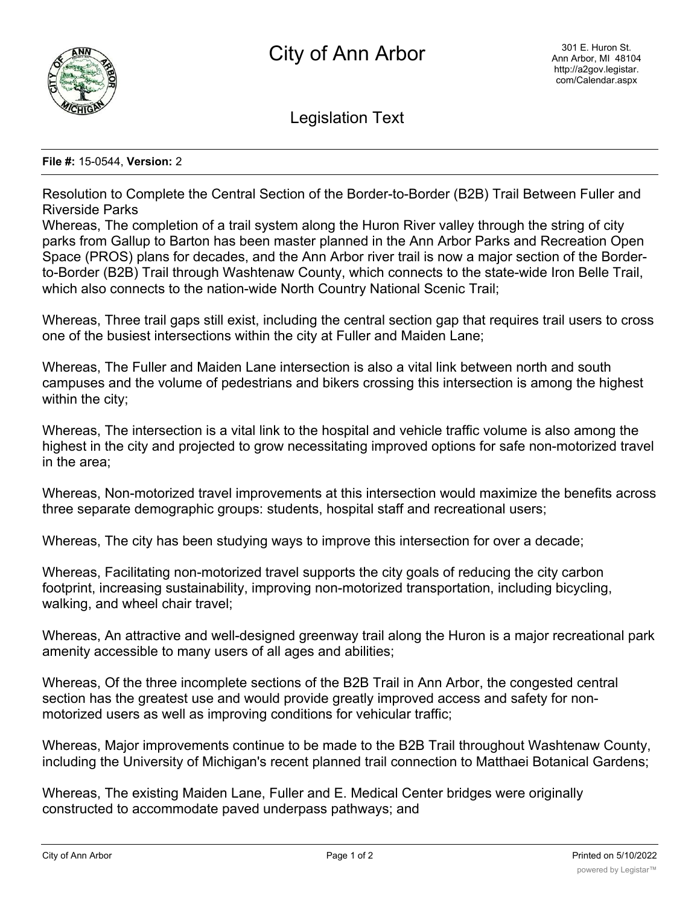# City of Ann Arbor

301 E. Huron St.
Ann Arbor, MI 48104
http://a2gov.legistar.com/Calendar.aspx

## Legislation Text

**File #:** 15-0544, **Version:** 2

Resolution to Complete the Central Section of the Border-to-Border (B2B) Trail Between Fuller and Riverside Parks

Whereas, The completion of a trail system along the Huron River valley through the string of city parks from Gallup to Barton has been master planned in the Ann Arbor Parks and Recreation Open Space (PROS) plans for decades, and the Ann Arbor river trail is now a major section of the Border-to-Border (B2B) Trail through Washtenaw County, which connects to the state-wide Iron Belle Trail, which also connects to the nation-wide North Country National Scenic Trail;

Whereas, Three trail gaps still exist, including the central section gap that requires trail users to cross one of the busiest intersections within the city at Fuller and Maiden Lane;

Whereas, The Fuller and Maiden Lane intersection is also a vital link between north and south campuses and the volume of pedestrians and bikers crossing this intersection is among the highest within the city;

Whereas, The intersection is a vital link to the hospital and vehicle traffic volume is also among the highest in the city and projected to grow necessitating improved options for safe non-motorized travel in the area;

Whereas, Non-motorized travel improvements at this intersection would maximize the benefits across three separate demographic groups: students, hospital staff and recreational users;

Whereas, The city has been studying ways to improve this intersection for over a decade;

Whereas, Facilitating non-motorized travel supports the city goals of reducing the city carbon footprint, increasing sustainability, improving non-motorized transportation, including bicycling, walking, and wheel chair travel;

Whereas, An attractive and well-designed greenway trail along the Huron is a major recreational park amenity accessible to many users of all ages and abilities;

Whereas, Of the three incomplete sections of the B2B Trail in Ann Arbor, the congested central section has the greatest use and would provide greatly improved access and safety for non-motorized users as well as improving conditions for vehicular traffic;

Whereas, Major improvements continue to be made to the B2B Trail throughout Washtenaw County, including the University of Michigan's recent planned trail connection to Matthaei Botanical Gardens;

Whereas, The existing Maiden Lane, Fuller and E. Medical Center bridges were originally constructed to accommodate paved underpass pathways; and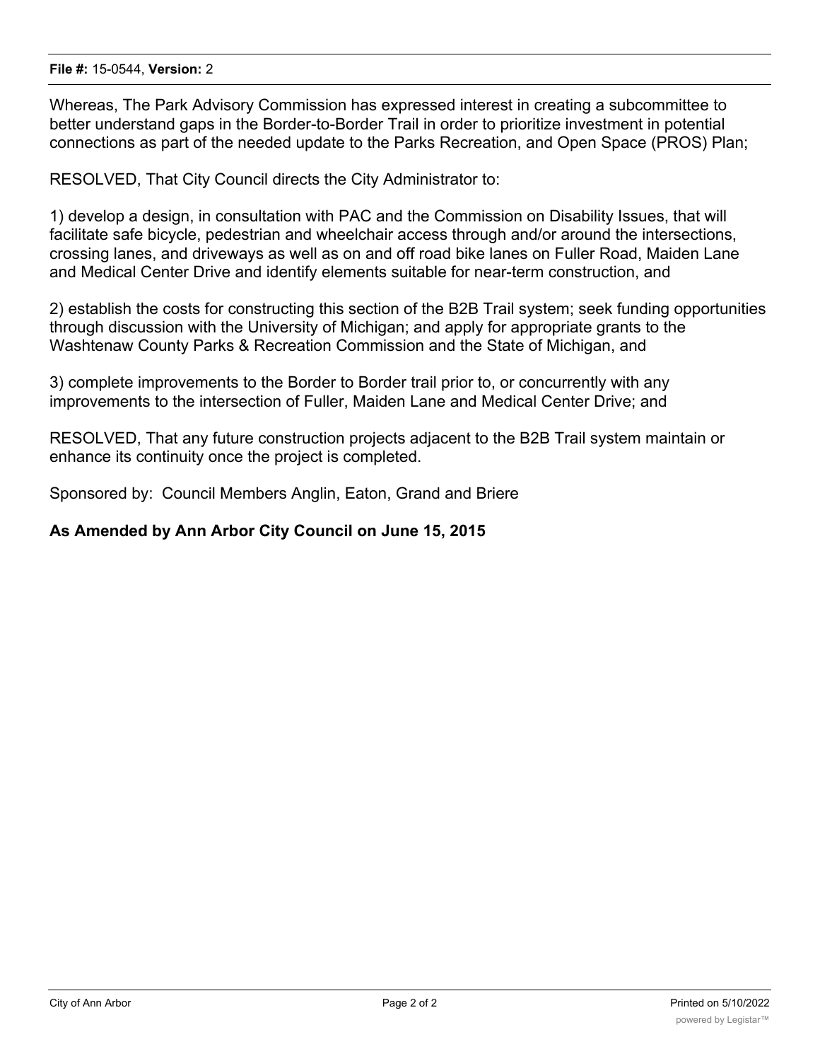Whereas, The Park Advisory Commission has expressed interest in creating a subcommittee to better understand gaps in the Border-to-Border Trail in order to prioritize investment in potential connections as part of the needed update to the Parks Recreation, and Open Space (PROS) Plan;

RESOLVED, That City Council directs the City Administrator to:

1) develop a design, in consultation with PAC and the Commission on Disability Issues, that will facilitate safe bicycle, pedestrian and wheelchair access through and/or around the intersections, crossing lanes, and driveways as well as on and off road bike lanes on Fuller Road, Maiden Lane and Medical Center Drive and identify elements suitable for near-term construction, and

2) establish the costs for constructing this section of the B2B Trail system; seek funding opportunities through discussion with the University of Michigan; and apply for appropriate grants to the Washtenaw County Parks & Recreation Commission and the State of Michigan, and

3) complete improvements to the Border to Border trail prior to, or concurrently with any improvements to the intersection of Fuller, Maiden Lane and Medical Center Drive; and

RESOLVED, That any future construction projects adjacent to the B2B Trail system maintain or enhance its continuity once the project is completed.

Sponsored by: Council Members Anglin, Eaton, Grand and Briere

**As Amended by Ann Arbor City Council on June 15, 2015**